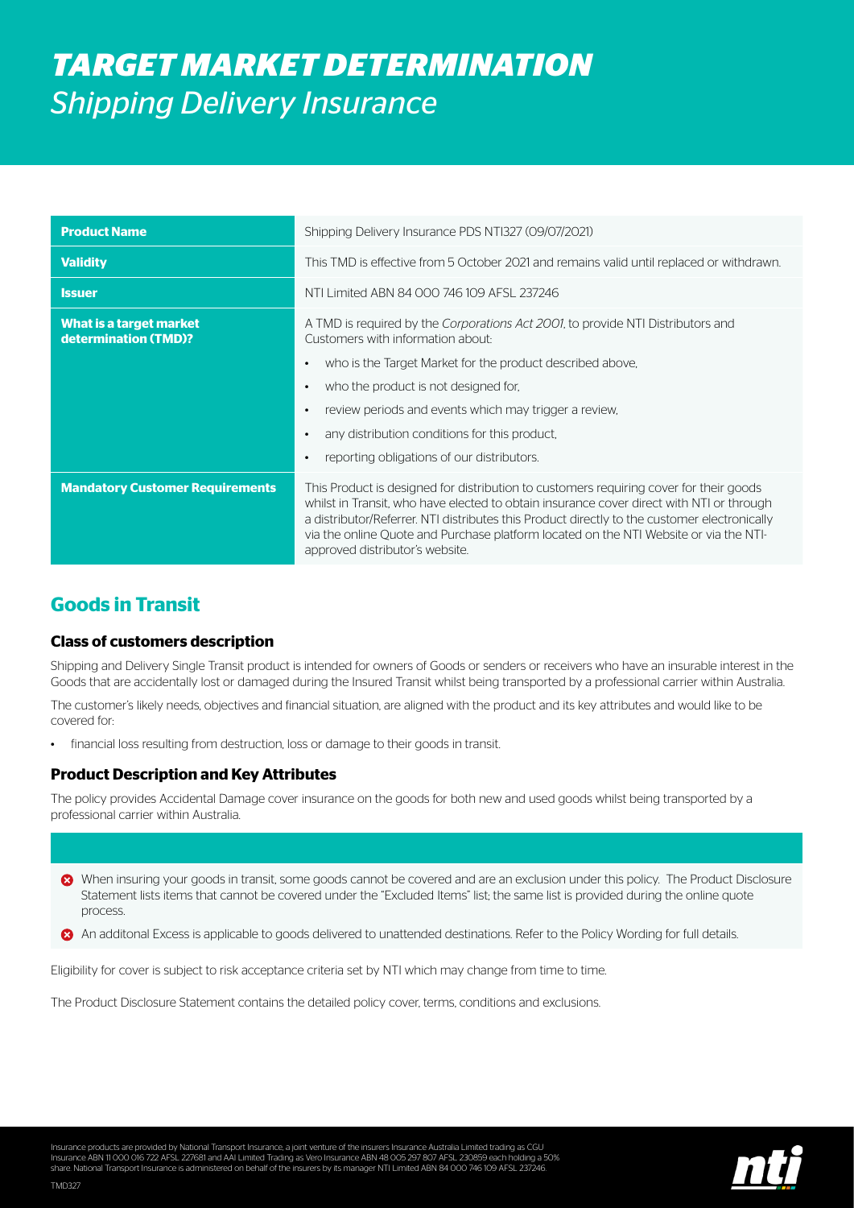# TARGET MARKET DETERMINATION

## Shipping Delivery Insurance

| | |
|---|---|
| **Product Name** | Shipping Delivery Insurance PDS NTI327 (09/07/2021) |
| **Validity** | This TMD is effective from 5 October 2021 and remains valid until replaced or withdrawn. |
| **Issuer** | NTI Limited ABN 84 000 746 109 AFSL 237246 |
| **What is a target market determination (TMD)?** | A TMD is required by the *Corporations Act 2001*, to provide NTI Distributors and Customers with information about:<br>• who is the Target Market for the product described above,<br>• who the product is not designed for,<br>• review periods and events which may trigger a review,<br>• any distribution conditions for this product,<br>• reporting obligations of our distributors. |
| **Mandatory Customer Requirements** | This Product is designed for distribution to customers requiring cover for their goods whilst in Transit, who have elected to obtain insurance cover direct with NTI or through a distributor/Referrer. NTI distributes this Product directly to the customer electronically via the online Quote and Purchase platform located on the NTI Website or via the NTI-approved distributor's website. |

## Goods in Transit

### Class of customers description

Shipping and Delivery Single Transit product is intended for owners of Goods or senders or receivers who have an insurable interest in the Goods that are accidentally lost or damaged during the Insured Transit whilst being transported by a professional carrier within Australia.

The customer's likely needs, objectives and financial situation, are aligned with the product and its key attributes and would like to be covered for:

- financial loss resulting from destruction, loss or damage to their goods in transit.

### Product Description and Key Attributes

The policy provides Accidental Damage cover insurance on the goods for both new and used goods whilst being transported by a professional carrier within Australia.

- When insuring your goods in transit, some goods cannot be covered and are an exclusion under this policy. The Product Disclosure Statement lists items that cannot be covered under the "Excluded Items" list; the same list is provided during the online quote process.
- An additonal Excess is applicable to goods delivered to unattended destinations. Refer to the Policy Wording for full details.

Eligibility for cover is subject to risk acceptance criteria set by NTI which may change from time to time.

The Product Disclosure Statement contains the detailed policy cover, terms, conditions and exclusions.

Insurance products are provided by National Transport Insurance, a joint venture of the insurers Insurance Australia Limited trading as CGU Insurance ABN 11 000 016 722 AFSL 227681 and AAI Limited Trading as Vero Insurance ABN 48 005 297 807 AFSL 230859 each holding a 50% share. National Transport Insurance is administered on behalf of the insurers by its manager NTI Limited ABN 84 000 746 109 AFSL 237246.

TMD327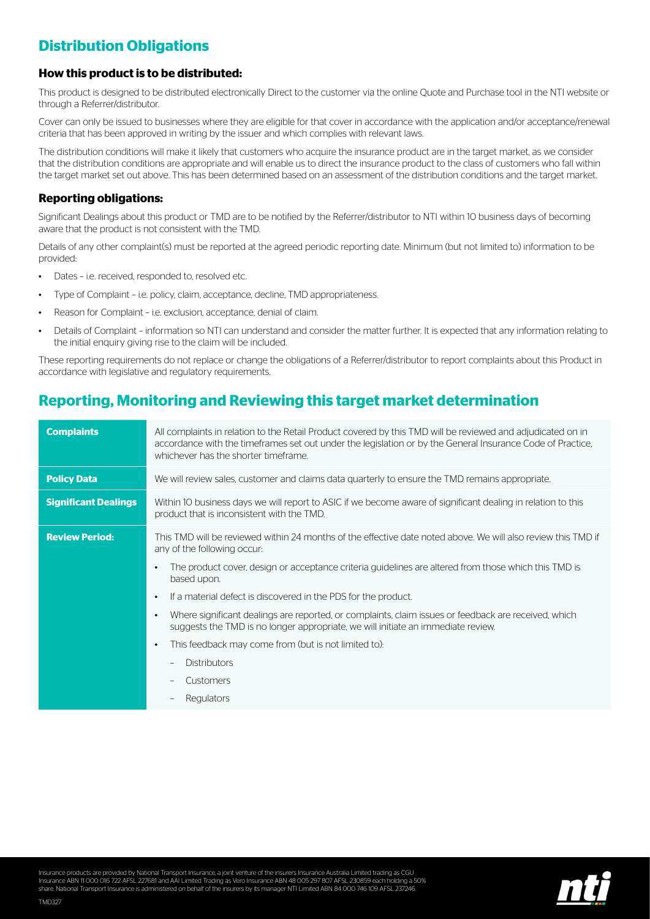## Distribution Obligations

### How this product is to be distributed:

This product is designed to be distributed electronically Direct to the customer via the online Quote and Purchase tool in the NTI website or through a Referrer/distributor.

Cover can only be issued to businesses where they are eligible for that cover in accordance with the application and/or acceptance/renewal criteria that has been approved in writing by the issuer and which complies with relevant laws.

The distribution conditions will make it likely that customers who acquire the insurance product are in the target market, as we consider that the distribution conditions are appropriate and will enable us to direct the insurance product to the class of customers who fall within the target market set out above. This has been determined based on an assessment of the distribution conditions and the target market.

### Reporting obligations:

Significant Dealings about this product or TMD are to be notified by the Referrer/distributor to NTI within 10 business days of becoming aware that the product is not consistent with the TMD.

Details of any other complaint(s) must be reported at the agreed periodic reporting date. Minimum (but not limited to) information to be provided:

- Dates – i.e. received, responded to, resolved etc.
- Type of Complaint – i.e. policy, claim, acceptance, decline, TMD appropriateness.
- Reason for Complaint – i.e. exclusion, acceptance, denial of claim.
- Details of Complaint – information so NTI can understand and consider the matter further. It is expected that any information relating to the initial enquiry giving rise to the claim will be included.

These reporting requirements do not replace or change the obligations of a Referrer/distributor to report complaints about this Product in accordance with legislative and regulatory requirements.

## Reporting, Monitoring and Reviewing this target market determination

| | |
|---|---|
| **Complaints** | All complaints in relation to the Retail Product covered by this TMD will be reviewed and adjudicated on in accordance with the timeframes set out under the legislation or by the General Insurance Code of Practice, whichever has the shorter timeframe. |
| **Policy Data** | We will review sales, customer and claims data quarterly to ensure the TMD remains appropriate. |
| **Significant Dealings** | Within 10 business days we will report to ASIC if we become aware of significant dealing in relation to this product that is inconsistent with the TMD. |
| **Review Period:** | This TMD will be reviewed within 24 months of the effective date noted above. We will also review this TMD if any of the following occur:<br>• The product cover, design or acceptance criteria guidelines are altered from those which this TMD is based upon.<br>• If a material defect is discovered in the PDS for the product.<br>• Where significant dealings are reported, or complaints, claim issues or feedback are received, which suggests the TMD is no longer appropriate, we will initiate an immediate review.<br>• This feedback may come from (but is not limited to):<br>– Distributors<br>– Customers<br>– Regulators |

Insurance products are provided by National Transport Insurance, a joint venture of the insurers Insurance Australia Limited trading as CGU Insurance ABN 11 000 016 722 AFSL 227681 and AAI Limited Trading as Vero Insurance ABN 48 005 297 807 AFSL 230859 each holding a 50% share. National Transport Insurance is administered on behalf of the insurers by its manager NTI Limited ABN 84 000 746 109 AFSL 237246.

TMD327